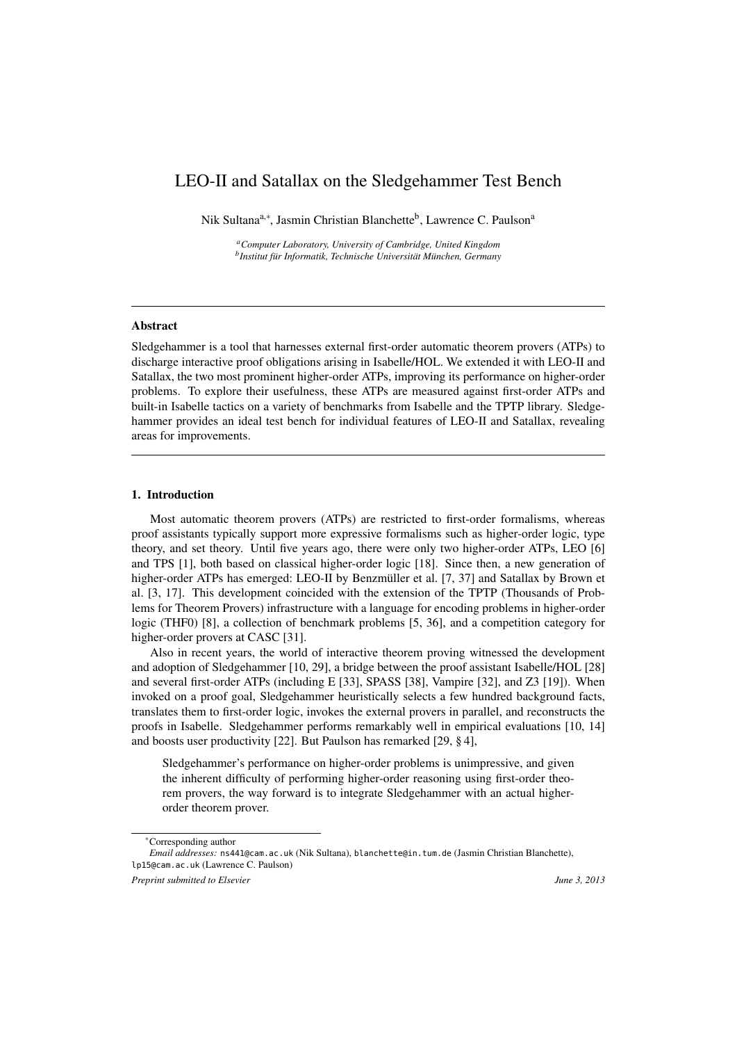# LEO-II and Satallax on the Sledgehammer Test Bench

Nik Sultana[a,*], Jasmin Christian Blanchette[b], Lawrence C. Paulson[a]

[a] *Computer Laboratory, University of Cambridge, United Kingdom*
[b] *Institut für Informatik, Technische Universität München, Germany*

---

## Abstract

Sledgehammer is a tool that harnesses external first-order automatic theorem provers (ATPs) to discharge interactive proof obligations arising in Isabelle/HOL. We extended it with LEO-II and Satallax, the two most prominent higher-order ATPs, improving its performance on higher-order problems. To explore their usefulness, these ATPs are measured against first-order ATPs and built-in Isabelle tactics on a variety of benchmarks from Isabelle and the TPTP library. Sledgehammer provides an ideal test bench for individual features of LEO-II and Satallax, revealing areas for improvements.

---

## 1. Introduction

Most automatic theorem provers (ATPs) are restricted to first-order formalisms, whereas proof assistants typically support more expressive formalisms such as higher-order logic, type theory, and set theory. Until five years ago, there were only two higher-order ATPs, LEO [6] and TPS [1], both based on classical higher-order logic [18]. Since then, a new generation of higher-order ATPs has emerged: LEO-II by Benzmüller et al. [7, 37] and Satallax by Brown et al. [3, 17]. This development coincided with the extension of the TPTP (Thousands of Problems for Theorem Provers) infrastructure with a language for encoding problems in higher-order logic (THF0) [8], a collection of benchmark problems [5, 36], and a competition category for higher-order provers at CASC [31].

Also in recent years, the world of interactive theorem proving witnessed the development and adoption of Sledgehammer [10, 29], a bridge between the proof assistant Isabelle/HOL [28] and several first-order ATPs (including E [33], SPASS [38], Vampire [32], and Z3 [19]). When invoked on a proof goal, Sledgehammer heuristically selects a few hundred background facts, translates them to first-order logic, invokes the external provers in parallel, and reconstructs the proofs in Isabelle. Sledgehammer performs remarkably well in empirical evaluations [10, 14] and boosts user productivity [22]. But Paulson has remarked [29, § 4],

> Sledgehammer's performance on higher-order problems is unimpressive, and given the inherent difficulty of performing higher-order reasoning using first-order theorem provers, the way forward is to integrate Sledgehammer with an actual higher-order theorem prover.

*Corresponding author

*Email addresses:* ns441@cam.ac.uk (Nik Sultana), blanchette@in.tum.de (Jasmin Christian Blanchette), lp15@cam.ac.uk (Lawrence C. Paulson)

*Preprint submitted to Elsevier* *June 3, 2013*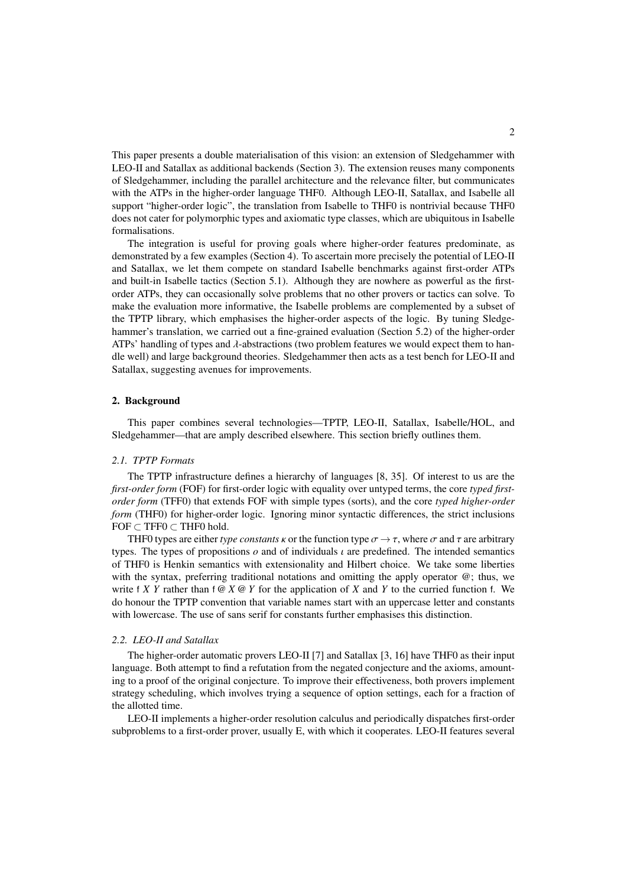This paper presents a double materialisation of this vision: an extension of Sledgehammer with LEO-II and Satallax as additional backends (Section 3). The extension reuses many components of Sledgehammer, including the parallel architecture and the relevance filter, but communicates with the ATPs in the higher-order language THF0. Although LEO-II, Satallax, and Isabelle all support "higher-order logic", the translation from Isabelle to THF0 is nontrivial because THF0 does not cater for polymorphic types and axiomatic type classes, which are ubiquitous in Isabelle formalisations.

The integration is useful for proving goals where higher-order features predominate, as demonstrated by a few examples (Section 4). To ascertain more precisely the potential of LEO-II and Satallax, we let them compete on standard Isabelle benchmarks against first-order ATPs and built-in Isabelle tactics (Section 5.1). Although they are nowhere as powerful as the first-order ATPs, they can occasionally solve problems that no other provers or tactics can solve. To make the evaluation more informative, the Isabelle problems are complemented by a subset of the TPTP library, which emphasises the higher-order aspects of the logic. By tuning Sledgehammer's translation, we carried out a fine-grained evaluation (Section 5.2) of the higher-order ATPs' handling of types and $\lambda$-abstractions (two problem features we would expect them to handle well) and large background theories. Sledgehammer then acts as a test bench for LEO-II and Satallax, suggesting avenues for improvements.

## 2. Background

This paper combines several technologies—TPTP, LEO-II, Satallax, Isabelle/HOL, and Sledgehammer—that are amply described elsewhere. This section briefly outlines them.

### *2.1. TPTP Formats*

The TPTP infrastructure defines a hierarchy of languages [8, 35]. Of interest to us are the *first-order form* (FOF) for first-order logic with equality over untyped terms, the core *typed first-order form* (TFF0) that extends FOF with simple types (sorts), and the core *typed higher-order form* (THF0) for higher-order logic. Ignoring minor syntactic differences, the strict inclusions FOF $\subset$ TFF0 $\subset$ THF0 hold.

THF0 types are either *type constants* $\kappa$ or the function type $\sigma \to \tau$, where $\sigma$ and $\tau$ are arbitrary types. The types of propositions $o$ and of individuals $\iota$ are predefined. The intended semantics of THF0 is Henkin semantics with extensionality and Hilbert choice. We take some liberties with the syntax, preferring traditional notations and omitting the apply operator @; thus, we write $\mathsf{f}\ X\ Y$ rather than $\mathsf{f}\ @\ X\ @\ Y$ for the application of $X$ and $Y$ to the curried function $\mathsf{f}$. We do honour the TPTP convention that variable names start with an uppercase letter and constants with lowercase. The use of sans serif for constants further emphasises this distinction.

### *2.2. LEO-II and Satallax*

The higher-order automatic provers LEO-II [7] and Satallax [3, 16] have THF0 as their input language. Both attempt to find a refutation from the negated conjecture and the axioms, amounting to a proof of the original conjecture. To improve their effectiveness, both provers implement strategy scheduling, which involves trying a sequence of option settings, each for a fraction of the allotted time.

LEO-II implements a higher-order resolution calculus and periodically dispatches first-order subproblems to a first-order prover, usually E, with which it cooperates. LEO-II features several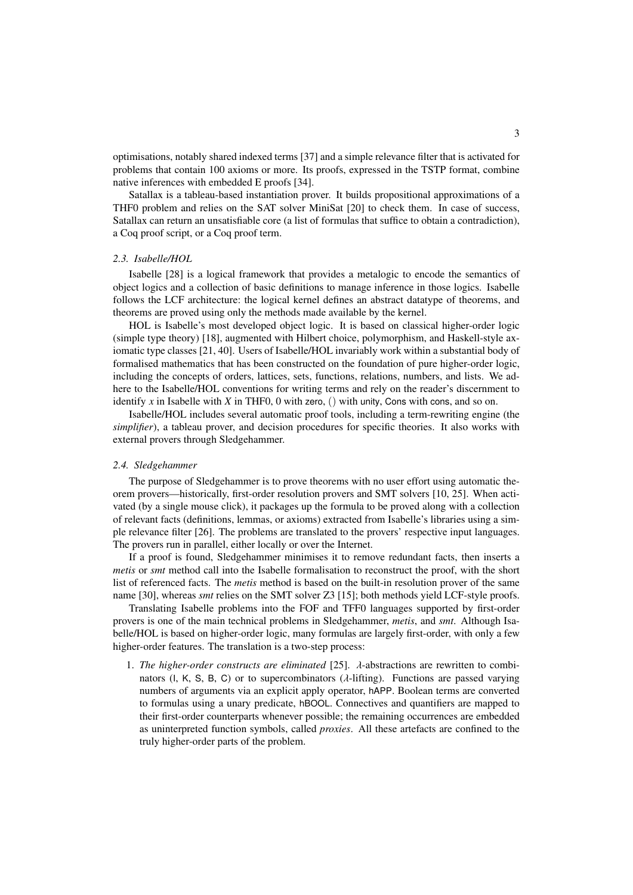optimisations, notably shared indexed terms [37] and a simple relevance filter that is activated for problems that contain 100 axioms or more. Its proofs, expressed in the TSTP format, combine native inferences with embedded E proofs [34].

Satallax is a tableau-based instantiation prover. It builds propositional approximations of a THF0 problem and relies on the SAT solver MiniSat [20] to check them. In case of success, Satallax can return an unsatisfiable core (a list of formulas that suffice to obtain a contradiction), a Coq proof script, or a Coq proof term.

### *2.3. Isabelle/HOL*

Isabelle [28] is a logical framework that provides a metalogic to encode the semantics of object logics and a collection of basic definitions to manage inference in those logics. Isabelle follows the LCF architecture: the logical kernel defines an abstract datatype of theorems, and theorems are proved using only the methods made available by the kernel.

HOL is Isabelle's most developed object logic. It is based on classical higher-order logic (simple type theory) [18], augmented with Hilbert choice, polymorphism, and Haskell-style axiomatic type classes [21, 40]. Users of Isabelle/HOL invariably work within a substantial body of formalised mathematics that has been constructed on the foundation of pure higher-order logic, including the concepts of orders, lattices, sets, functions, relations, numbers, and lists. We adhere to the Isabelle/HOL conventions for writing terms and rely on the reader's discernment to identify $x$ in Isabelle with $X$ in THF0, 0 with zero, () with unity, Cons with cons, and so on.

Isabelle/HOL includes several automatic proof tools, including a term-rewriting engine (the *simplifier*), a tableau prover, and decision procedures for specific theories. It also works with external provers through Sledgehammer.

### *2.4. Sledgehammer*

The purpose of Sledgehammer is to prove theorems with no user effort using automatic theorem provers—historically, first-order resolution provers and SMT solvers [10, 25]. When activated (by a single mouse click), it packages up the formula to be proved along with a collection of relevant facts (definitions, lemmas, or axioms) extracted from Isabelle's libraries using a simple relevance filter [26]. The problems are translated to the provers' respective input languages. The provers run in parallel, either locally or over the Internet.

If a proof is found, Sledgehammer minimises it to remove redundant facts, then inserts a *metis* or *smt* method call into the Isabelle formalisation to reconstruct the proof, with the short list of referenced facts. The *metis* method is based on the built-in resolution prover of the same name [30], whereas *smt* relies on the SMT solver Z3 [15]; both methods yield LCF-style proofs.

Translating Isabelle problems into the FOF and TFF0 languages supported by first-order provers is one of the main technical problems in Sledgehammer, *metis*, and *smt*. Although Isabelle/HOL is based on higher-order logic, many formulas are largely first-order, with only a few higher-order features. The translation is a two-step process:

1. *The higher-order constructs are eliminated* [25]. $\lambda$-abstractions are rewritten to combinators (I, K, S, B, C) or to supercombinators ($\lambda$-lifting). Functions are passed varying numbers of arguments via an explicit apply operator, hAPP. Boolean terms are converted to formulas using a unary predicate, hBOOL. Connectives and quantifiers are mapped to their first-order counterparts whenever possible; the remaining occurrences are embedded as uninterpreted function symbols, called *proxies*. All these artefacts are confined to the truly higher-order parts of the problem.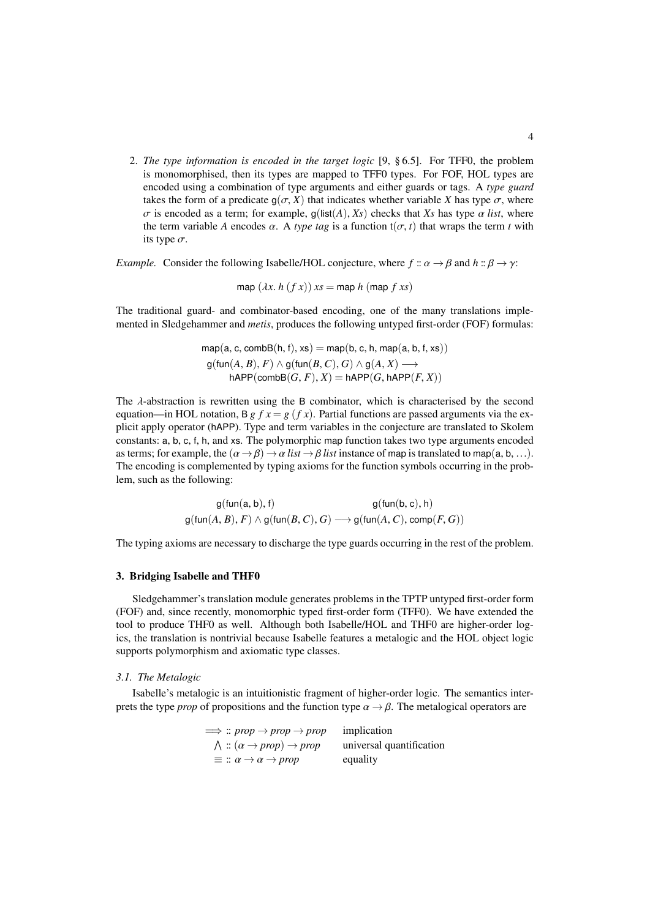2. *The type information is encoded in the target logic* [9, § 6.5]. For TFF0, the problem is monomorphised, then its types are mapped to TFF0 types. For FOF, HOL types are encoded using a combination of type arguments and either guards or tags. A *type guard* takes the form of a predicate $\mathsf{g}(\sigma, X)$ that indicates whether variable $X$ has type $\sigma$, where $\sigma$ is encoded as a term; for example, $\mathsf{g}(\mathsf{list}(A), Xs)$ checks that $Xs$ has type $\alpha$ *list*, where the term variable $A$ encodes $\alpha$. A *type tag* is a function $\mathsf{t}(\sigma, t)$ that wraps the term $t$ with its type $\sigma$.

*Example.* Consider the following Isabelle/HOL conjecture, where $f :: \alpha \to \beta$ and $h :: \beta \to \gamma$:

$$\mathsf{map}\ (\lambda x.\ h\ (f\ x))\ xs = \mathsf{map}\ h\ (\mathsf{map}\ f\ xs)$$

The traditional guard- and combinator-based encoding, one of the many translations implemented in Sledgehammer and *metis*, produces the following untyped first-order (FOF) formulas:

$$\mathsf{map}(\mathsf{a}, \mathsf{c}, \mathsf{combB}(\mathsf{h}, \mathsf{f}), \mathsf{xs}) = \mathsf{map}(\mathsf{b}, \mathsf{c}, \mathsf{h}, \mathsf{map}(\mathsf{a}, \mathsf{b}, \mathsf{f}, \mathsf{xs}))$$

$$\mathsf{g}(\mathsf{fun}(A, B), F) \wedge \mathsf{g}(\mathsf{fun}(B, C), G) \wedge \mathsf{g}(A, X) \longrightarrow \mathsf{hAPP}(\mathsf{combB}(G, F), X) = \mathsf{hAPP}(G, \mathsf{hAPP}(F, X))$$

The $\lambda$-abstraction is rewritten using the $\mathsf{B}$ combinator, which is characterised by the second equation—in HOL notation, $\mathsf{B}\ g\ f\ x = g\ (f\ x)$. Partial functions are passed arguments via the explicit apply operator ($\mathsf{hAPP}$). Type and term variables in the conjecture are translated to Skolem constants: $\mathsf{a}$, $\mathsf{b}$, $\mathsf{c}$, $\mathsf{f}$, $\mathsf{h}$, and $\mathsf{xs}$. The polymorphic $\mathsf{map}$ function takes two type arguments encoded as terms; for example, the $(\alpha \to \beta) \to \alpha\ list \to \beta\ list$ instance of $\mathsf{map}$ is translated to $\mathsf{map}(\mathsf{a}, \mathsf{b}, \ldots)$. The encoding is complemented by typing axioms for the function symbols occurring in the problem, such as the following:

$$\mathsf{g}(\mathsf{fun}(\mathsf{a}, \mathsf{b}), \mathsf{f}) \qquad \mathsf{g}(\mathsf{fun}(\mathsf{b}, \mathsf{c}), \mathsf{h})$$

$$\mathsf{g}(\mathsf{fun}(A, B), F) \wedge \mathsf{g}(\mathsf{fun}(B, C), G) \longrightarrow \mathsf{g}(\mathsf{fun}(A, C), \mathsf{comp}(F, G))$$

The typing axioms are necessary to discharge the type guards occurring in the rest of the problem.

## 3. Bridging Isabelle and THF0

Sledgehammer's translation module generates problems in the TPTP untyped first-order form (FOF) and, since recently, monomorphic typed first-order form (TFF0). We have extended the tool to produce THF0 as well. Although both Isabelle/HOL and THF0 are higher-order logics, the translation is nontrivial because Isabelle features a metalogic and the HOL object logic supports polymorphism and axiomatic type classes.

### 3.1. The Metalogic

Isabelle's metalogic is an intuitionistic fragment of higher-order logic. The semantics interprets the type *prop* of propositions and the function type $\alpha \to \beta$. The metalogical operators are

| | |
|---|---|
| $\Longrightarrow\ ::\ prop \to prop \to prop$ | implication |
| $\bigwedge\ ::\ (\alpha \to prop) \to prop$ | universal quantification |
| $\equiv\ ::\ \alpha \to \alpha \to prop$ | equality |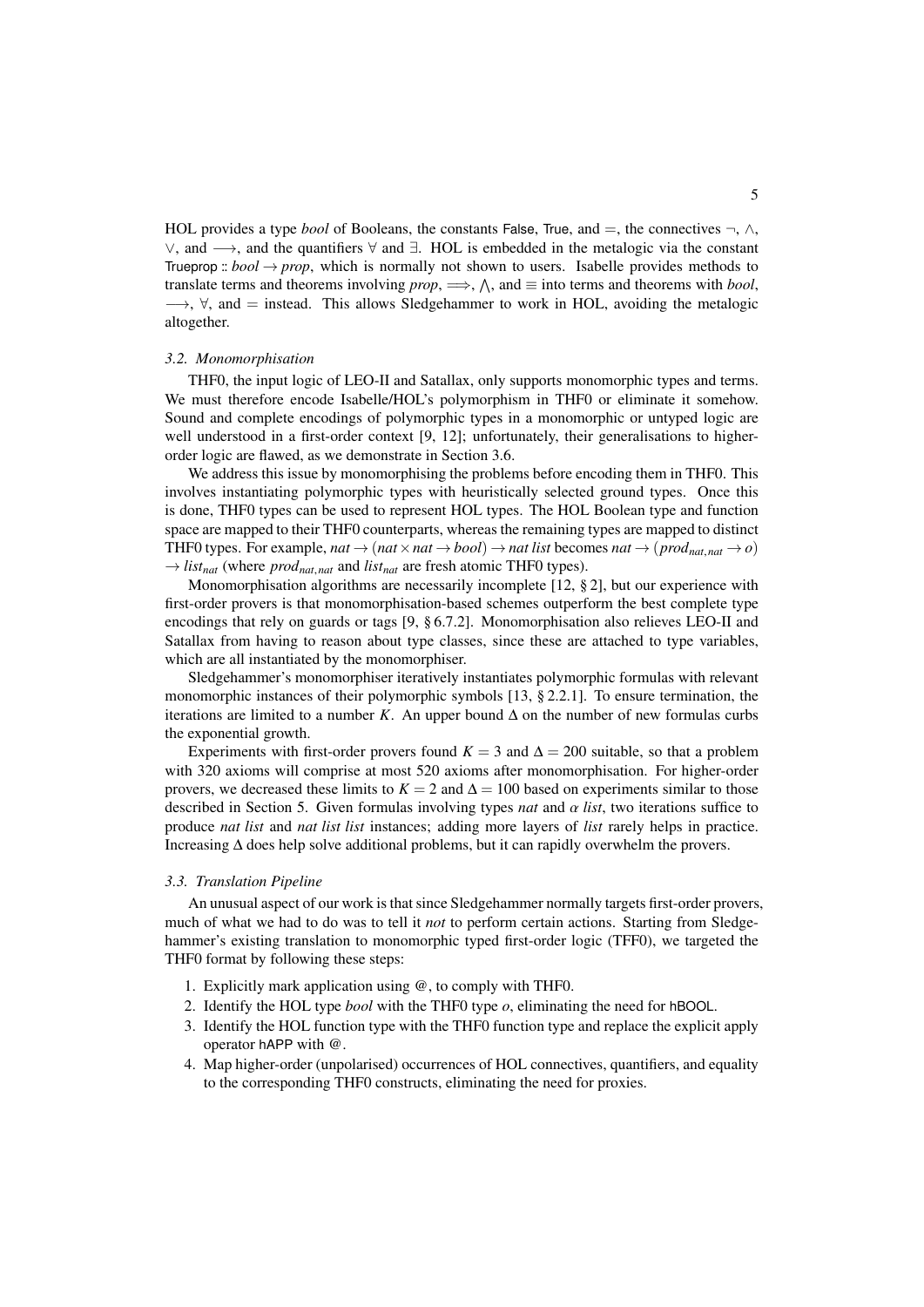HOL provides a type *bool* of Booleans, the constants False, True, and $=$, the connectives $\neg$, $\wedge$, $\vee$, and $\longrightarrow$, and the quantifiers $\forall$ and $\exists$. HOL is embedded in the metalogic via the constant Trueprop :: $bool \rightarrow prop$, which is normally not shown to users. Isabelle provides methods to translate terms and theorems involving *prop*, $\Longrightarrow$, $\bigwedge$, and $\equiv$ into terms and theorems with *bool*, $\longrightarrow$, $\forall$, and $=$ instead. This allows Sledgehammer to work in HOL, avoiding the metalogic altogether.

### *3.2. Monomorphisation*

THF0, the input logic of LEO-II and Satallax, only supports monomorphic types and terms. We must therefore encode Isabelle/HOL's polymorphism in THF0 or eliminate it somehow. Sound and complete encodings of polymorphic types in a monomorphic or untyped logic are well understood in a first-order context [9, 12]; unfortunately, their generalisations to higher-order logic are flawed, as we demonstrate in Section 3.6.

We address this issue by monomorphising the problems before encoding them in THF0. This involves instantiating polymorphic types with heuristically selected ground types. Once this is done, THF0 types can be used to represent HOL types. The HOL Boolean type and function space are mapped to their THF0 counterparts, whereas the remaining types are mapped to distinct THF0 types. For example, $nat \rightarrow (nat \times nat \rightarrow bool) \rightarrow nat\ list$ becomes $nat \rightarrow (prod_{nat,nat} \rightarrow o) \rightarrow list_{nat}$ (where $prod_{nat,nat}$ and $list_{nat}$ are fresh atomic THF0 types).

Monomorphisation algorithms are necessarily incomplete [12, § 2], but our experience with first-order provers is that monomorphisation-based schemes outperform the best complete type encodings that rely on guards or tags [9, § 6.7.2]. Monomorphisation also relieves LEO-II and Satallax from having to reason about type classes, since these are attached to type variables, which are all instantiated by the monomorphiser.

Sledgehammer's monomorphiser iteratively instantiates polymorphic formulas with relevant monomorphic instances of their polymorphic symbols [13, § 2.2.1]. To ensure termination, the iterations are limited to a number $K$. An upper bound $\Delta$ on the number of new formulas curbs the exponential growth.

Experiments with first-order provers found $K = 3$ and $\Delta = 200$ suitable, so that a problem with 320 axioms will comprise at most 520 axioms after monomorphisation. For higher-order provers, we decreased these limits to $K = 2$ and $\Delta = 100$ based on experiments similar to those described in Section 5. Given formulas involving types *nat* and $\alpha$ *list*, two iterations suffice to produce *nat list* and *nat list list* instances; adding more layers of *list* rarely helps in practice. Increasing $\Delta$ does help solve additional problems, but it can rapidly overwhelm the provers.

### *3.3. Translation Pipeline*

An unusual aspect of our work is that since Sledgehammer normally targets first-order provers, much of what we had to do was to tell it *not* to perform certain actions. Starting from Sledgehammer's existing translation to monomorphic typed first-order logic (TFF0), we targeted the THF0 format by following these steps:

1. Explicitly mark application using @, to comply with THF0.
2. Identify the HOL type *bool* with the THF0 type $o$, eliminating the need for hBOOL.
3. Identify the HOL function type with the THF0 function type and replace the explicit apply operator hAPP with @.
4. Map higher-order (unpolarised) occurrences of HOL connectives, quantifiers, and equality to the corresponding THF0 constructs, eliminating the need for proxies.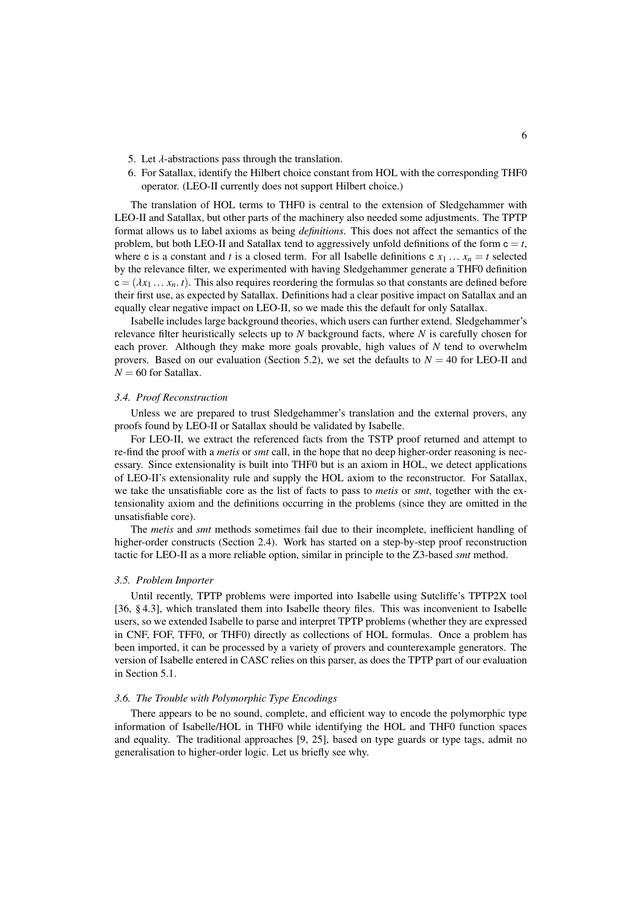5. Let $\lambda$-abstractions pass through the translation.
6. For Satallax, identify the Hilbert choice constant from HOL with the corresponding THF0 operator. (LEO-II currently does not support Hilbert choice.)

The translation of HOL terms to THF0 is central to the extension of Sledgehammer with LEO-II and Satallax, but other parts of the machinery also needed some adjustments. The TPTP format allows us to label axioms as being *definitions*. This does not affect the semantics of the problem, but both LEO-II and Satallax tend to aggressively unfold definitions of the form $\mathsf{c} = t$, where $\mathsf{c}$ is a constant and $t$ is a closed term. For all Isabelle definitions $\mathsf{c}\ x_1 \ldots x_n = t$ selected by the relevance filter, we experimented with having Sledgehammer generate a THF0 definition $\mathsf{c} = (\lambda x_1 \ldots x_n.\, t)$. This also requires reordering the formulas so that constants are defined before their first use, as expected by Satallax. Definitions had a clear positive impact on Satallax and an equally clear negative impact on LEO-II, so we made this the default for only Satallax.

Isabelle includes large background theories, which users can further extend. Sledgehammer's relevance filter heuristically selects up to $N$ background facts, where $N$ is carefully chosen for each prover. Although they make more goals provable, high values of $N$ tend to overwhelm provers. Based on our evaluation (Section 5.2), we set the defaults to $N = 40$ for LEO-II and $N = 60$ for Satallax.

### 3.4. Proof Reconstruction

Unless we are prepared to trust Sledgehammer's translation and the external provers, any proofs found by LEO-II or Satallax should be validated by Isabelle.

For LEO-II, we extract the referenced facts from the TSTP proof returned and attempt to re-find the proof with a *metis* or *smt* call, in the hope that no deep higher-order reasoning is necessary. Since extensionality is built into THF0 but is an axiom in HOL, we detect applications of LEO-II's extensionality rule and supply the HOL axiom to the reconstructor. For Satallax, we take the unsatisfiable core as the list of facts to pass to *metis* or *smt*, together with the extensionality axiom and the definitions occurring in the problems (since they are omitted in the unsatisfiable core).

The *metis* and *smt* methods sometimes fail due to their incomplete, inefficient handling of higher-order constructs (Section 2.4). Work has started on a step-by-step proof reconstruction tactic for LEO-II as a more reliable option, similar in principle to the Z3-based *smt* method.

### 3.5. Problem Importer

Until recently, TPTP problems were imported into Isabelle using Sutcliffe's TPTP2X tool [36, § 4.3], which translated them into Isabelle theory files. This was inconvenient to Isabelle users, so we extended Isabelle to parse and interpret TPTP problems (whether they are expressed in CNF, FOF, TFF0, or THF0) directly as collections of HOL formulas. Once a problem has been imported, it can be processed by a variety of provers and counterexample generators. The version of Isabelle entered in CASC relies on this parser, as does the TPTP part of our evaluation in Section 5.1.

### 3.6. The Trouble with Polymorphic Type Encodings

There appears to be no sound, complete, and efficient way to encode the polymorphic type information of Isabelle/HOL in THF0 while identifying the HOL and THF0 function spaces and equality. The traditional approaches [9, 25], based on type guards or type tags, admit no generalisation to higher-order logic. Let us briefly see why.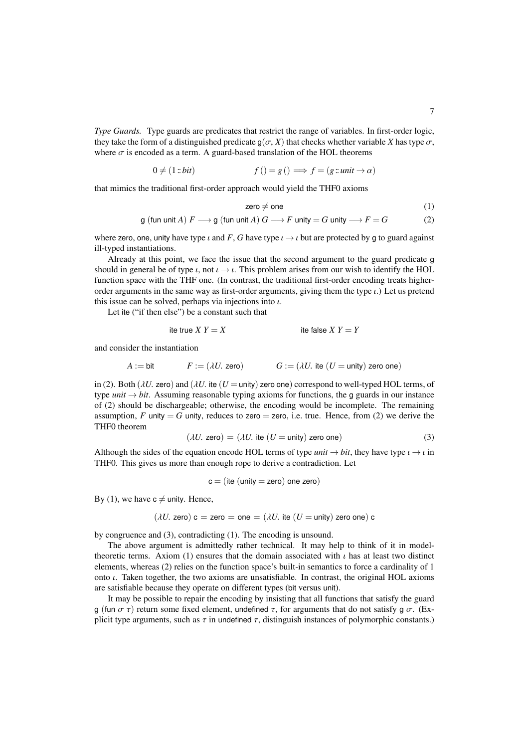*Type Guards.* Type guards are predicates that restrict the range of variables. In first-order logic, they take the form of a distinguished predicate $\mathsf{g}(\sigma, X)$ that checks whether variable $X$ has type $\sigma$, where $\sigma$ is encoded as a term. A guard-based translation of the HOL theorems

$$0 \neq (1 :: bit) \qquad\qquad f\,() = g\,() \implies f = (g :: unit \rightarrow \alpha)$$

that mimics the traditional first-order approach would yield the THF0 axioms

$$\mathsf{zero} \neq \mathsf{one} \tag{1}$$

$$\mathsf{g}\ (\mathsf{fun\ unit}\ A)\ F \longrightarrow \mathsf{g}\ (\mathsf{fun\ unit}\ A)\ G \longrightarrow F\ \mathsf{unity} = G\ \mathsf{unity} \longrightarrow F = G \tag{2}$$

where zero, one, unity have type $\iota$ and $F$, $G$ have type $\iota \rightarrow \iota$ but are protected by g to guard against ill-typed instantiations.

Already at this point, we face the issue that the second argument to the guard predicate g should in general be of type $\iota$, not $\iota \rightarrow \iota$. This problem arises from our wish to identify the HOL function space with the THF one. (In contrast, the traditional first-order encoding treats higher-order arguments in the same way as first-order arguments, giving them the type $\iota$.) Let us pretend this issue can be solved, perhaps via injections into $\iota$.

Let ite ("if then else") be a constant such that

$$\mathsf{ite\ true}\ X\ Y = X \qquad\qquad \mathsf{ite\ false}\ X\ Y = Y$$

and consider the instantiation

$$A := \mathsf{bit} \qquad F := (\lambda U.\ \mathsf{zero}) \qquad G := (\lambda U.\ \mathsf{ite}\ (U = \mathsf{unity})\ \mathsf{zero\ one})$$

in (2). Both $(\lambda U.\ \mathsf{zero})$ and $(\lambda U.\ \mathsf{ite}\ (U = \mathsf{unity})\ \mathsf{zero\ one})$ correspond to well-typed HOL terms, of type $unit \rightarrow bit$. Assuming reasonable typing axioms for functions, the g guards in our instance of (2) should be dischargeable; otherwise, the encoding would be incomplete. The remaining assumption, $F\ \mathsf{unity} = G\ \mathsf{unity}$, reduces to $\mathsf{zero} = \mathsf{zero}$, i.e. true. Hence, from (2) we derive the THF0 theorem

$$(\lambda U.\ \mathsf{zero}) = (\lambda U.\ \mathsf{ite}\ (U = \mathsf{unity})\ \mathsf{zero\ one}) \tag{3}$$

Although the sides of the equation encode HOL terms of type $unit \rightarrow bit$, they have type $\iota \rightarrow \iota$ in THF0. This gives us more than enough rope to derive a contradiction. Let

$$\mathsf{c} = (\mathsf{ite}\ (\mathsf{unity} = \mathsf{zero})\ \mathsf{one\ zero})$$

By (1), we have $\mathsf{c} \neq \mathsf{unity}$. Hence,

$$(\lambda U.\ \mathsf{zero})\ \mathsf{c} = \mathsf{zero} = \mathsf{one} = (\lambda U.\ \mathsf{ite}\ (U = \mathsf{unity})\ \mathsf{zero\ one})\ \mathsf{c}$$

by congruence and (3), contradicting (1). The encoding is unsound.

The above argument is admittedly rather technical. It may help to think of it in model-theoretic terms. Axiom (1) ensures that the domain associated with $\iota$ has at least two distinct elements, whereas (2) relies on the function space's built-in semantics to force a cardinality of 1 onto $\iota$. Taken together, the two axioms are unsatisfiable. In contrast, the original HOL axioms are satisfiable because they operate on different types (bit versus unit).

It may be possible to repair the encoding by insisting that all functions that satisfy the guard $\mathsf{g}\ (\mathsf{fun}\ \sigma\ \tau)$ return some fixed element, $\mathsf{undefined}\ \tau$, for arguments that do not satisfy $\mathsf{g}\ \sigma$. (Explicit type arguments, such as $\tau$ in $\mathsf{undefined}\ \tau$, distinguish instances of polymorphic constants.)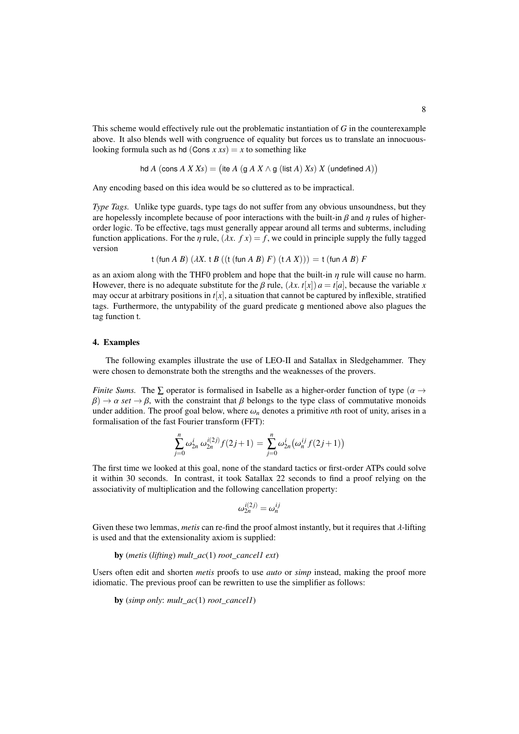This scheme would effectively rule out the problematic instantiation of $G$ in the counterexample above. It also blends well with congruence of equality but forces us to translate an innocuous-looking formula such as $\mathsf{hd}\ (\mathsf{Cons}\ x\ xs) = x$ to something like

$$\mathsf{hd}\ A\ (\mathsf{cons}\ A\ X\ Xs) = \big(\mathsf{ite}\ A\ (\mathsf{g}\ A\ X \wedge \mathsf{g}\ (\mathsf{list}\ A)\ Xs)\ X\ (\mathsf{undefined}\ A)\big)$$

Any encoding based on this idea would be so cluttered as to be impractical.

*Type Tags.* Unlike type guards, type tags do not suffer from any obvious unsoundness, but they are hopelessly incomplete because of poor interactions with the built-in $\beta$ and $\eta$ rules of higher-order logic. To be effective, tags must generally appear around all terms and subterms, including function applications. For the $\eta$ rule, $(\lambda x.\ f\ x) = f$, we could in principle supply the fully tagged version

$$\mathsf{t}\ (\mathsf{fun}\ A\ B)\ (\lambda X.\ \mathsf{t}\ B\ ((\mathsf{t}\ (\mathsf{fun}\ A\ B)\ F)\ (\mathsf{t}\ A\ X))) = \mathsf{t}\ (\mathsf{fun}\ A\ B)\ F$$

as an axiom along with the THF0 problem and hope that the built-in $\eta$ rule will cause no harm. However, there is no adequate substitute for the $\beta$ rule, $(\lambda x.\ t[x])\ a = t[a]$, because the variable $x$ may occur at arbitrary positions in $t[x]$, a situation that cannot be captured by inflexible, stratified tags. Furthermore, the untypability of the guard predicate g mentioned above also plagues the tag function t.

## 4. Examples

The following examples illustrate the use of LEO-II and Satallax in Sledgehammer. They were chosen to demonstrate both the strengths and the weaknesses of the provers.

*Finite Sums.* The $\sum$ operator is formalised in Isabelle as a higher-order function of type $(\alpha \to \beta) \to \alpha\ set \to \beta$, with the constraint that $\beta$ belongs to the type class of commutative monoids under addition. The proof goal below, where $\omega_n$ denotes a primitive $n$th root of unity, arises in a formalisation of the fast Fourier transform (FFT):

$$\sum_{j=0}^{n} \omega_{2n}^{i}\ \omega_{2n}^{i(2j)} f(2j+1) = \sum_{j=0}^{n} \omega_{2n}^{i}\big(\omega_{n}^{ij} f(2j+1)\big)$$

The first time we looked at this goal, none of the standard tactics or first-order ATPs could solve it within 30 seconds. In contrast, it took Satallax 22 seconds to find a proof relying on the associativity of multiplication and the following cancellation property:

$$\omega_{2n}^{i(2j)} = \omega_{n}^{ij}$$

Given these two lemmas, *metis* can re-find the proof almost instantly, but it requires that $\lambda$-lifting is used and that the extensionality axiom is supplied:

**by** (*metis* (*lifting*) *mult_ac*(1) *root_cancel1 ext*)

Users often edit and shorten *metis* proofs to use *auto* or *simp* instead, making the proof more idiomatic. The previous proof can be rewritten to use the simplifier as follows:

**by** (*simp only*: *mult_ac*(1) *root_cancel1*)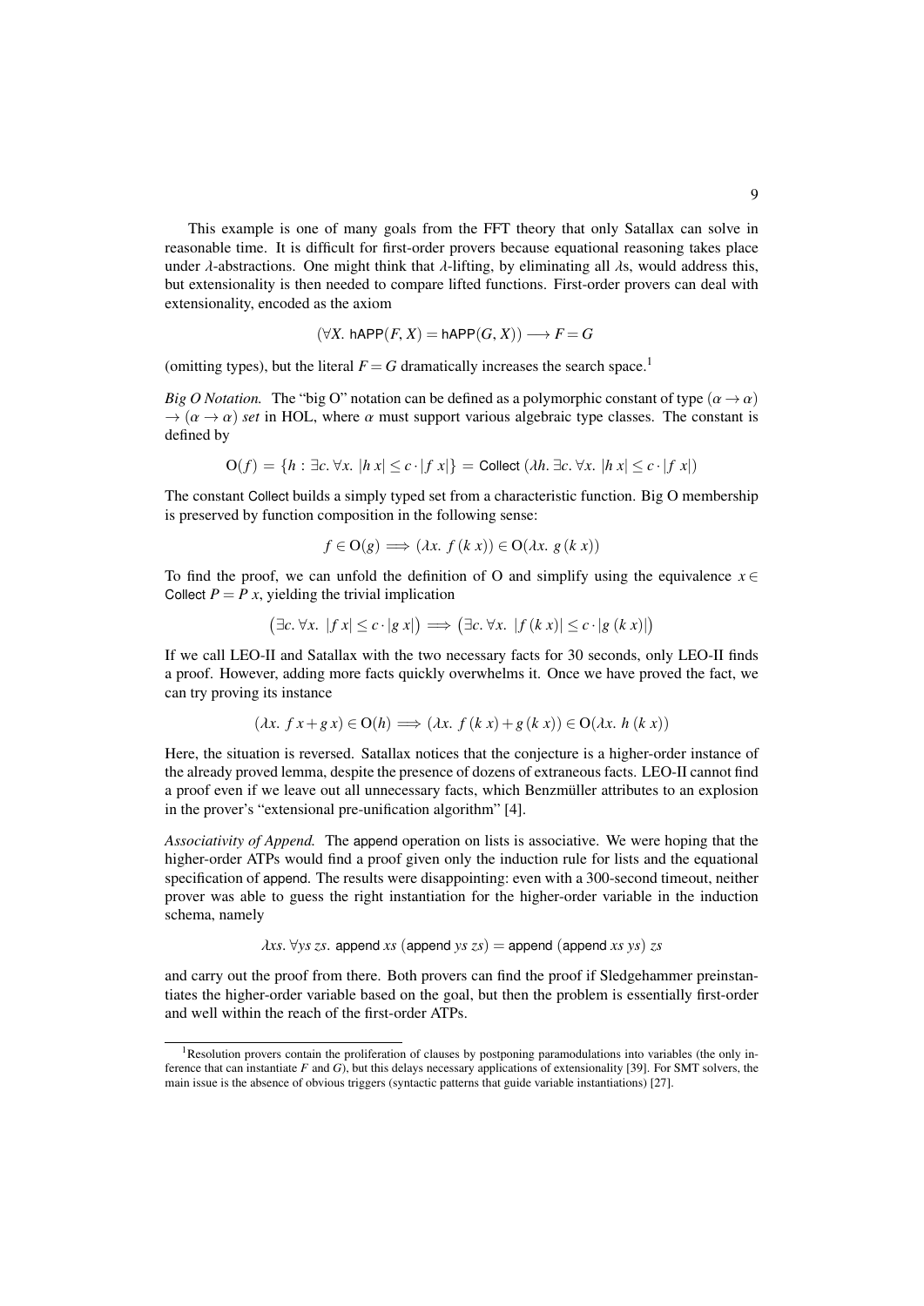This example is one of many goals from the FFT theory that only Satallax can solve in reasonable time. It is difficult for first-order provers because equational reasoning takes place under $\lambda$-abstractions. One might think that $\lambda$-lifting, by eliminating all $\lambda$s, would address this, but extensionality is then needed to compare lifted functions. First-order provers can deal with extensionality, encoded as the axiom

$$(\forall X.\ \mathsf{hAPP}(F, X) = \mathsf{hAPP}(G, X)) \longrightarrow F = G$$

(omitting types), but the literal $F = G$ dramatically increases the search space.[1]

*Big O Notation.* The "big O" notation can be defined as a polymorphic constant of type $(\alpha \to \alpha) \to (\alpha \to \alpha)$ *set* in HOL, where $\alpha$ must support various algebraic type classes. The constant is defined by

$$\mathrm{O}(f) = \{h : \exists c.\ \forall x.\ |h\ x| \le c \cdot |f\ x|\} = \mathsf{Collect}\ (\lambda h.\ \exists c.\ \forall x.\ |h\ x| \le c \cdot |f\ x|)$$

The constant Collect builds a simply typed set from a characteristic function. Big O membership is preserved by function composition in the following sense:

$$f \in \mathrm{O}(g) \Longrightarrow (\lambda x.\ f\ (k\ x)) \in \mathrm{O}(\lambda x.\ g\ (k\ x))$$

To find the proof, we can unfold the definition of O and simplify using the equivalence $x \in \mathsf{Collect}\ P = P\ x$, yielding the trivial implication

$$\big(\exists c.\ \forall x.\ |f\ x| \le c \cdot |g\ x|\big) \Longrightarrow \big(\exists c.\ \forall x.\ |f\ (k\ x)| \le c \cdot |g\ (k\ x)|\big)$$

If we call LEO-II and Satallax with the two necessary facts for 30 seconds, only LEO-II finds a proof. However, adding more facts quickly overwhelms it. Once we have proved the fact, we can try proving its instance

$$(\lambda x.\ f\ x + g\ x) \in \mathrm{O}(h) \Longrightarrow (\lambda x.\ f\ (k\ x) + g\ (k\ x)) \in \mathrm{O}(\lambda x.\ h\ (k\ x))$$

Here, the situation is reversed. Satallax notices that the conjecture is a higher-order instance of the already proved lemma, despite the presence of dozens of extraneous facts. LEO-II cannot find a proof even if we leave out all unnecessary facts, which Benzmüller attributes to an explosion in the prover's "extensional pre-unification algorithm" [4].

*Associativity of Append.* The append operation on lists is associative. We were hoping that the higher-order ATPs would find a proof given only the induction rule for lists and the equational specification of append. The results were disappointing: even with a 300-second timeout, neither prover was able to guess the right instantiation for the higher-order variable in the induction schema, namely

$$\lambda xs.\ \forall ys\ zs.\ \mathsf{append}\ xs\ (\mathsf{append}\ ys\ zs) = \mathsf{append}\ (\mathsf{append}\ xs\ ys)\ zs$$

and carry out the proof from there. Both provers can find the proof if Sledgehammer preinstantiates the higher-order variable based on the goal, but then the problem is essentially first-order and well within the reach of the first-order ATPs.

---

[1] Resolution provers contain the proliferation of clauses by postponing paramodulations into variables (the only inference that can instantiate $F$ and $G$), but this delays necessary applications of extensionality [39]. For SMT solvers, the main issue is the absence of obvious triggers (syntactic patterns that guide variable instantiations) [27].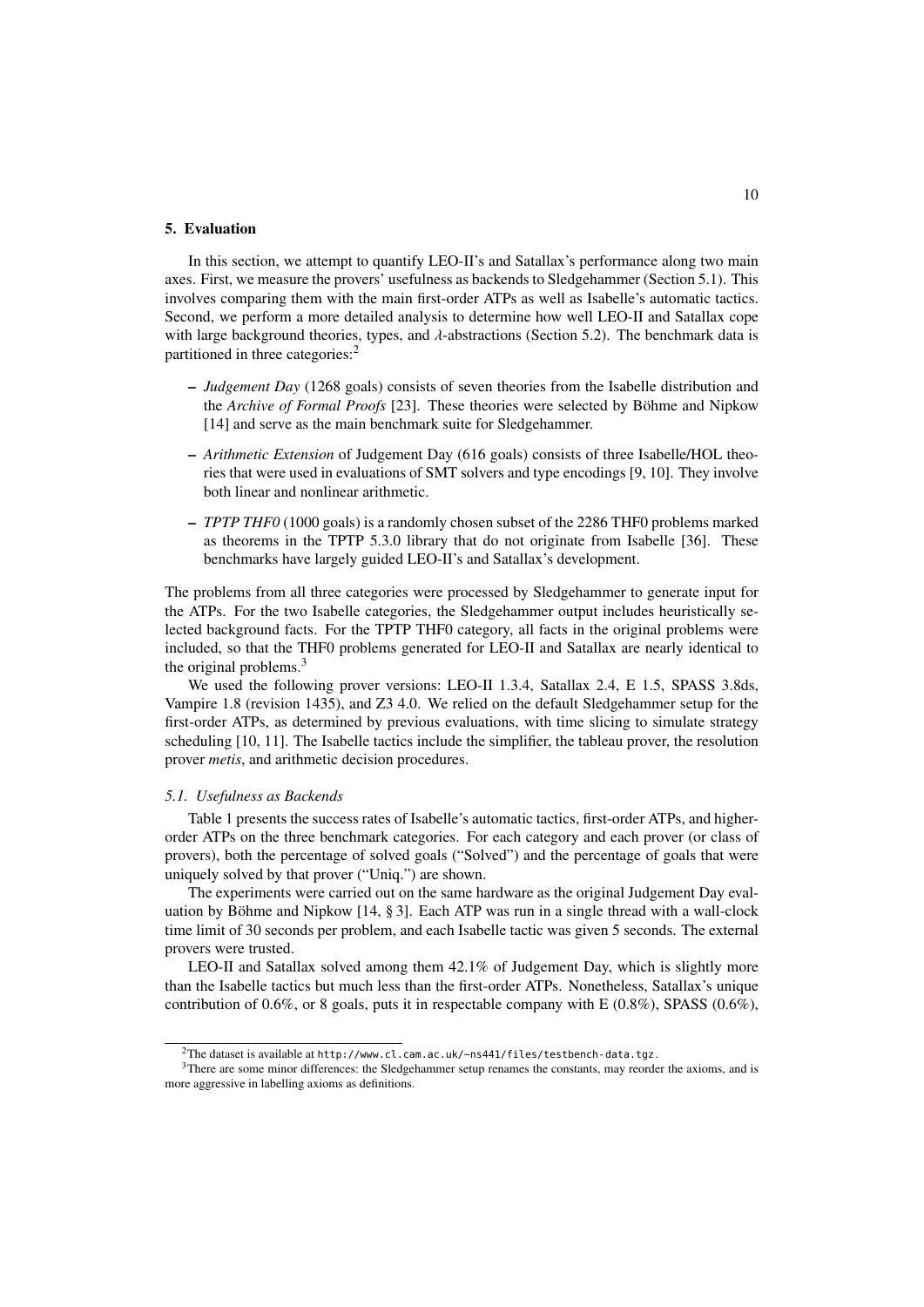## 5. Evaluation

In this section, we attempt to quantify LEO-II's and Satallax's performance along two main axes. First, we measure the provers' usefulness as backends to Sledgehammer (Section 5.1). This involves comparing them with the main first-order ATPs as well as Isabelle's automatic tactics. Second, we perform a more detailed analysis to determine how well LEO-II and Satallax cope with large background theories, types, and $\lambda$-abstractions (Section 5.2). The benchmark data is partitioned in three categories:[2]

- *Judgement Day* (1268 goals) consists of seven theories from the Isabelle distribution and the *Archive of Formal Proofs* [23]. These theories were selected by Böhme and Nipkow [14] and serve as the main benchmark suite for Sledgehammer.
- *Arithmetic Extension* of Judgement Day (616 goals) consists of three Isabelle/HOL theories that were used in evaluations of SMT solvers and type encodings [9, 10]. They involve both linear and nonlinear arithmetic.
- *TPTP THF0* (1000 goals) is a randomly chosen subset of the 2286 THF0 problems marked as theorems in the TPTP 5.3.0 library that do not originate from Isabelle [36]. These benchmarks have largely guided LEO-II's and Satallax's development.

The problems from all three categories were processed by Sledgehammer to generate input for the ATPs. For the two Isabelle categories, the Sledgehammer output includes heuristically selected background facts. For the TPTP THF0 category, all facts in the original problems were included, so that the THF0 problems generated for LEO-II and Satallax are nearly identical to the original problems.[3]

We used the following prover versions: LEO-II 1.3.4, Satallax 2.4, E 1.5, SPASS 3.8ds, Vampire 1.8 (revision 1435), and Z3 4.0. We relied on the default Sledgehammer setup for the first-order ATPs, as determined by previous evaluations, with time slicing to simulate strategy scheduling [10, 11]. The Isabelle tactics include the simplifier, the tableau prover, the resolution prover *metis*, and arithmetic decision procedures.

### 5.1. Usefulness as Backends

Table 1 presents the success rates of Isabelle's automatic tactics, first-order ATPs, and higher-order ATPs on the three benchmark categories. For each category and each prover (or class of provers), both the percentage of solved goals ("Solved") and the percentage of goals that were uniquely solved by that prover ("Uniq.") are shown.

The experiments were carried out on the same hardware as the original Judgement Day evaluation by Böhme and Nipkow [14, § 3]. Each ATP was run in a single thread with a wall-clock time limit of 30 seconds per problem, and each Isabelle tactic was given 5 seconds. The external provers were trusted.

LEO-II and Satallax solved among them 42.1% of Judgement Day, which is slightly more than the Isabelle tactics but much less than the first-order ATPs. Nonetheless, Satallax's unique contribution of 0.6%, or 8 goals, puts it in respectable company with E (0.8%), SPASS (0.6%),

---

[2] The dataset is available at `http://www.cl.cam.ac.uk/~ns441/files/testbench-data.tgz`.

[3] There are some minor differences: the Sledgehammer setup renames the constants, may reorder the axioms, and is more aggressive in labelling axioms as definitions.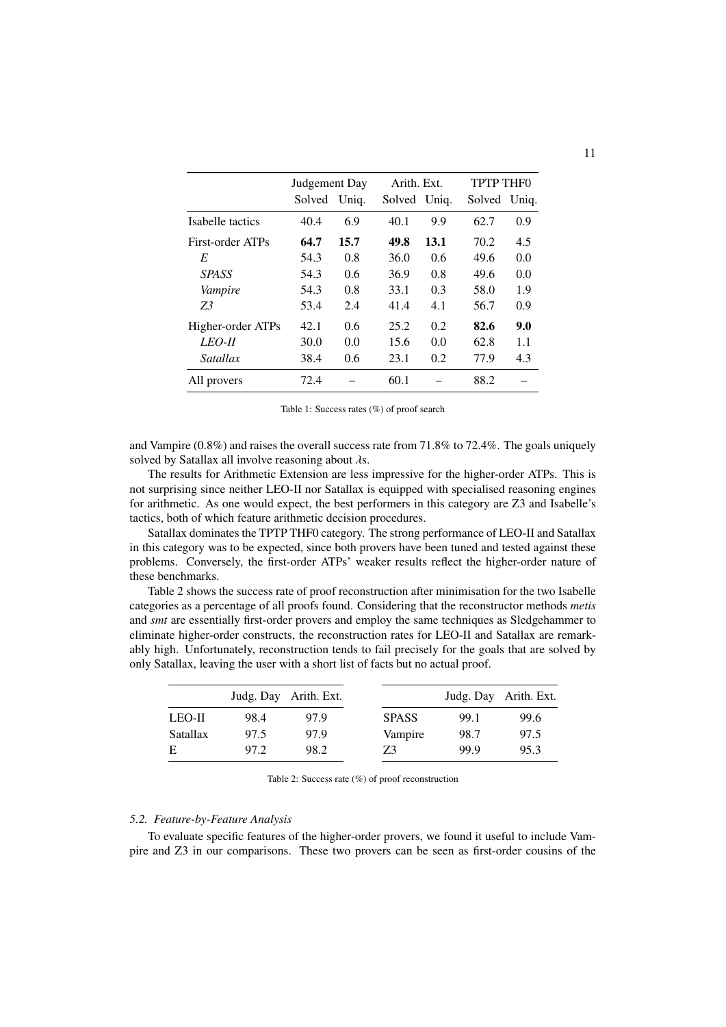| | Judgement Day | | Arith. Ext. | | TPTP THF0 | |
|---|---|---|---|---|---|---|
| | Solved | Uniq. | Solved | Uniq. | Solved | Uniq. |
| Isabelle tactics | 40.4 | 6.9 | 40.1 | 9.9 | 62.7 | 0.9 |
| First-order ATPs | **64.7** | **15.7** | **49.8** | **13.1** | 70.2 | 4.5 |
| *E* | 54.3 | 0.8 | 36.0 | 0.6 | 49.6 | 0.0 |
| *SPASS* | 54.3 | 0.6 | 36.9 | 0.8 | 49.6 | 0.0 |
| *Vampire* | 54.3 | 0.8 | 33.1 | 0.3 | 58.0 | 1.9 |
| *Z3* | 53.4 | 2.4 | 41.4 | 4.1 | 56.7 | 0.9 |
| Higher-order ATPs | 42.1 | 0.6 | 25.2 | 0.2 | **82.6** | **9.0** |
| *LEO-II* | 30.0 | 0.0 | 15.6 | 0.0 | 62.8 | 1.1 |
| *Satallax* | 38.4 | 0.6 | 23.1 | 0.2 | 77.9 | 4.3 |
| All provers | 72.4 | – | 60.1 | – | 88.2 | – |

Table 1: Success rates (%) of proof search

and Vampire (0.8%) and raises the overall success rate from 71.8% to 72.4%. The goals uniquely solved by Satallax all involve reasoning about $\lambda$s.

The results for Arithmetic Extension are less impressive for the higher-order ATPs. This is not surprising since neither LEO-II nor Satallax is equipped with specialised reasoning engines for arithmetic. As one would expect, the best performers in this category are Z3 and Isabelle's tactics, both of which feature arithmetic decision procedures.

Satallax dominates the TPTP THF0 category. The strong performance of LEO-II and Satallax in this category was to be expected, since both provers have been tuned and tested against these problems. Conversely, the first-order ATPs' weaker results reflect the higher-order nature of these benchmarks.

Table 2 shows the success rate of proof reconstruction after minimisation for the two Isabelle categories as a percentage of all proofs found. Considering that the reconstructor methods *metis* and *smt* are essentially first-order provers and employ the same techniques as Sledgehammer to eliminate higher-order constructs, the reconstruction rates for LEO-II and Satallax are remarkably high. Unfortunately, reconstruction tends to fail precisely for the goals that are solved by only Satallax, leaving the user with a short list of facts but no actual proof.

| | Judg. Day | Arith. Ext. |
|---|---|---|
| LEO-II | 98.4 | 97.9 |
| Satallax | 97.5 | 97.9 |
| E | 97.2 | 98.2 |

| | Judg. Day | Arith. Ext. |
|---|---|---|
| SPASS | 99.1 | 99.6 |
| Vampire | 98.7 | 97.5 |
| Z3 | 99.9 | 95.3 |

Table 2: Success rate (%) of proof reconstruction

### *5.2. Feature-by-Feature Analysis*

To evaluate specific features of the higher-order provers, we found it useful to include Vampire and Z3 in our comparisons. These two provers can be seen as first-order cousins of the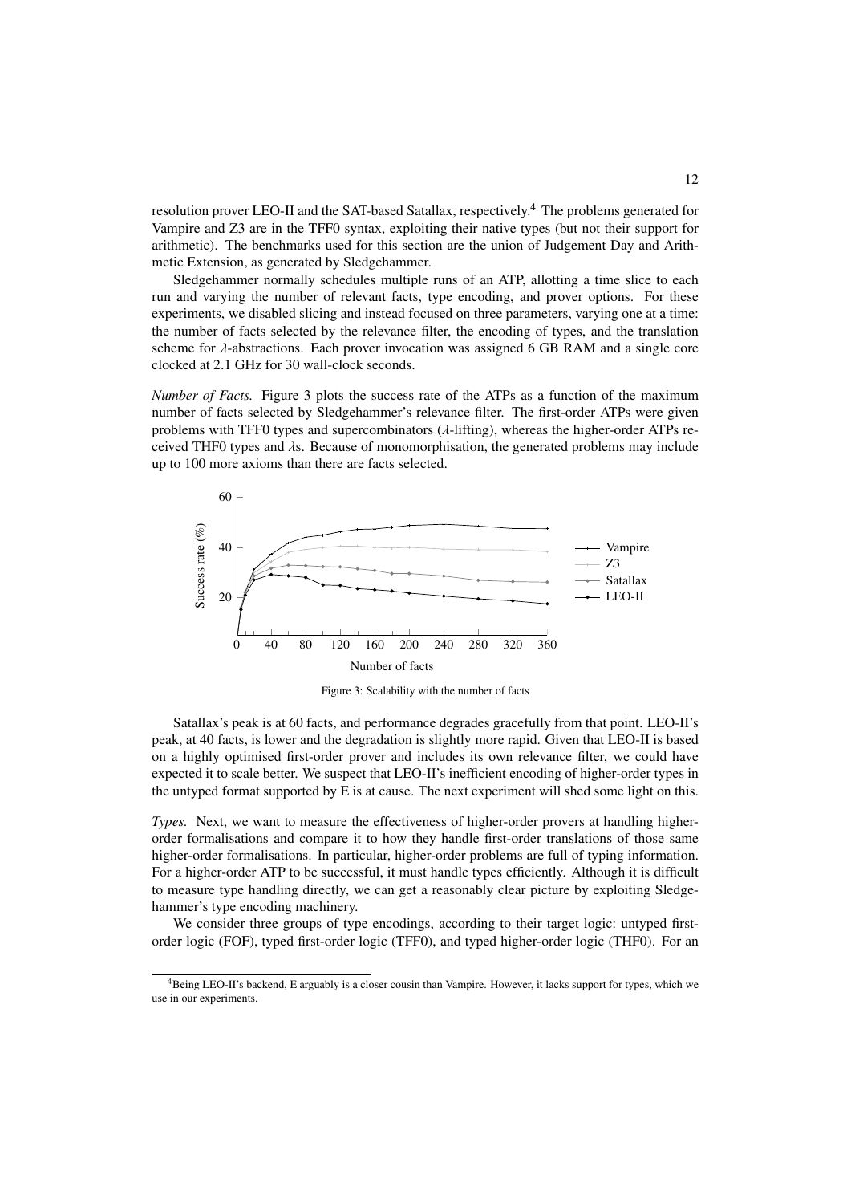resolution prover LEO-II and the SAT-based Satallax, respectively.[4] The problems generated for Vampire and Z3 are in the TFF0 syntax, exploiting their native types (but not their support for arithmetic). The benchmarks used for this section are the union of Judgement Day and Arithmetic Extension, as generated by Sledgehammer.

Sledgehammer normally schedules multiple runs of an ATP, allotting a time slice to each run and varying the number of relevant facts, type encoding, and prover options. For these experiments, we disabled slicing and instead focused on three parameters, varying one at a time: the number of facts selected by the relevance filter, the encoding of types, and the translation scheme for $\lambda$-abstractions. Each prover invocation was assigned 6 GB RAM and a single core clocked at 2.1 GHz for 30 wall-clock seconds.

*Number of Facts.* Figure 3 plots the success rate of the ATPs as a function of the maximum number of facts selected by Sledgehammer's relevance filter. The first-order ATPs were given problems with TFF0 types and supercombinators ($\lambda$-lifting), whereas the higher-order ATPs received THF0 types and $\lambda$s. Because of monomorphisation, the generated problems may include up to 100 more axioms than there are facts selected.

Figure 3: Scalability with the number of facts

Satallax's peak is at 60 facts, and performance degrades gracefully from that point. LEO-II's peak, at 40 facts, is lower and the degradation is slightly more rapid. Given that LEO-II is based on a highly optimised first-order prover and includes its own relevance filter, we could have expected it to scale better. We suspect that LEO-II's inefficient encoding of higher-order types in the untyped format supported by E is at cause. The next experiment will shed some light on this.

*Types.* Next, we want to measure the effectiveness of higher-order provers at handling higher-order formalisations and compare it to how they handle first-order translations of those same higher-order formalisations. In particular, higher-order problems are full of typing information. For a higher-order ATP to be successful, it must handle types efficiently. Although it is difficult to measure type handling directly, we can get a reasonably clear picture by exploiting Sledgehammer's type encoding machinery.

We consider three groups of type encodings, according to their target logic: untyped first-order logic (FOF), typed first-order logic (TFF0), and typed higher-order logic (THF0). For an

[4] Being LEO-II's backend, E arguably is a closer cousin than Vampire. However, it lacks support for types, which we use in our experiments.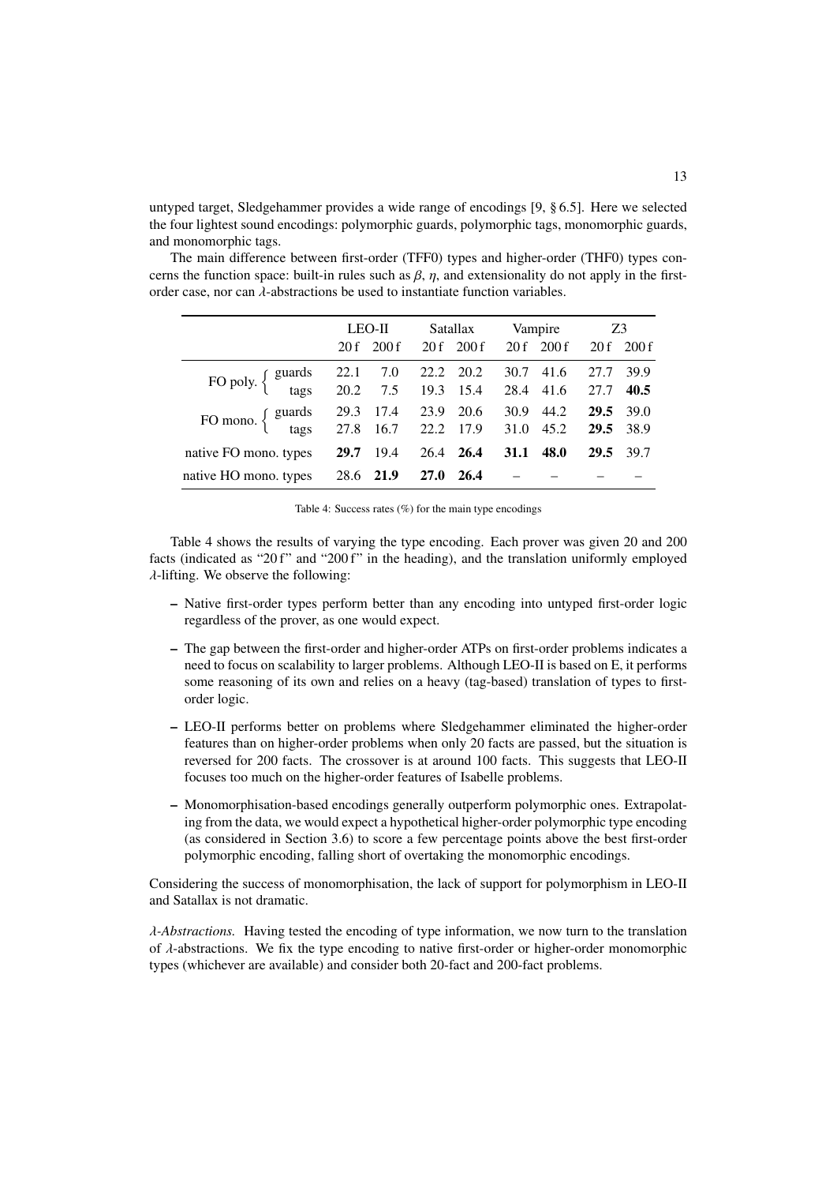untyped target, Sledgehammer provides a wide range of encodings [9, § 6.5]. Here we selected the four lightest sound encodings: polymorphic guards, polymorphic tags, monomorphic guards, and monomorphic tags.

The main difference between first-order (TFF0) types and higher-order (THF0) types concerns the function space: built-in rules such as $\beta$, $\eta$, and extensionality do not apply in the first-order case, nor can $\lambda$-abstractions be used to instantiate function variables.

| | | LEO-II | | Satallax | | Vampire | | Z3 | |
|---|---|---|---|---|---|---|---|---|---|
| | | 20 f | 200 f | 20 f | 200 f | 20 f | 200 f | 20 f | 200 f |
| FO poly. | guards | 22.1 | 7.0 | 22.2 | 20.2 | 30.7 | 41.6 | 27.7 | 39.9 |
| | tags | 20.2 | 7.5 | 19.3 | 15.4 | 28.4 | 41.6 | 27.7 | **40.5** |
| FO mono. | guards | 29.3 | 17.4 | 23.9 | 20.6 | 30.9 | 44.2 | **29.5** | 39.0 |
| | tags | 27.8 | 16.7 | 22.2 | 17.9 | 31.0 | 45.2 | **29.5** | 38.9 |
| native FO mono. types | | **29.7** | 19.4 | 26.4 | **26.4** | **31.1** | **48.0** | **29.5** | 39.7 |
| native HO mono. types | | 28.6 | **21.9** | **27.0** | **26.4** | – | – | – | – |

Table 4: Success rates (%) for the main type encodings

Table 4 shows the results of varying the type encoding. Each prover was given 20 and 200 facts (indicated as "20 f" and "200 f" in the heading), and the translation uniformly employed $\lambda$-lifting. We observe the following:

- Native first-order types perform better than any encoding into untyped first-order logic regardless of the prover, as one would expect.
- The gap between the first-order and higher-order ATPs on first-order problems indicates a need to focus on scalability to larger problems. Although LEO-II is based on E, it performs some reasoning of its own and relies on a heavy (tag-based) translation of types to first-order logic.
- LEO-II performs better on problems where Sledgehammer eliminated the higher-order features than on higher-order problems when only 20 facts are passed, but the situation is reversed for 200 facts. The crossover is at around 100 facts. This suggests that LEO-II focuses too much on the higher-order features of Isabelle problems.
- Monomorphisation-based encodings generally outperform polymorphic ones. Extrapolating from the data, we would expect a hypothetical higher-order polymorphic type encoding (as considered in Section 3.6) to score a few percentage points above the best first-order polymorphic encoding, falling short of overtaking the monomorphic encodings.

Considering the success of monomorphisation, the lack of support for polymorphism in LEO-II and Satallax is not dramatic.

*$\lambda$-Abstractions.* Having tested the encoding of type information, we now turn to the translation of $\lambda$-abstractions. We fix the type encoding to native first-order or higher-order monomorphic types (whichever are available) and consider both 20-fact and 200-fact problems.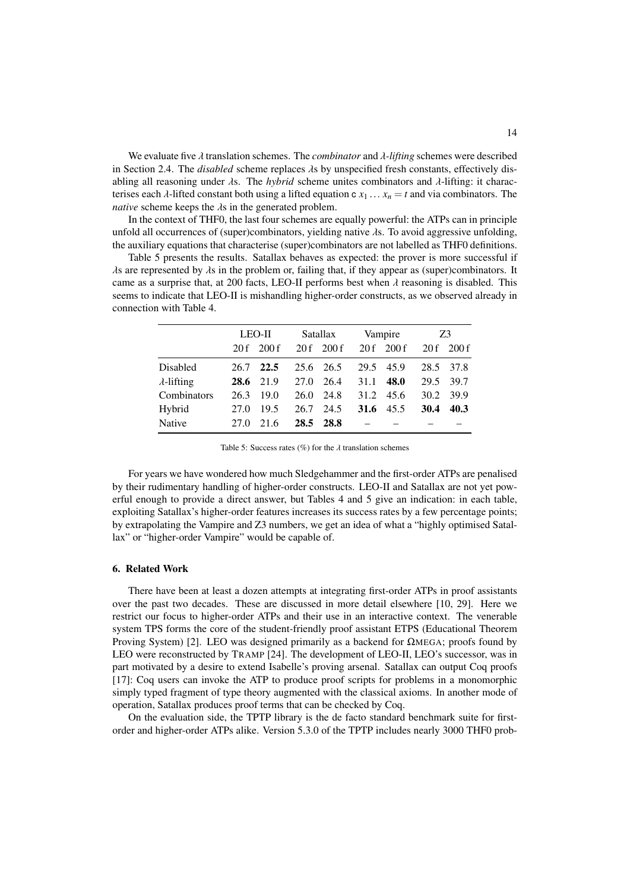We evaluate five $\lambda$ translation schemes. The *combinator* and $\lambda$*-lifting* schemes were described in Section 2.4. The *disabled* scheme replaces $\lambda$s by unspecified fresh constants, effectively disabling all reasoning under $\lambda$s. The *hybrid* scheme unites combinators and $\lambda$-lifting: it characterises each $\lambda$-lifted constant both using a lifted equation $\mathsf{c}\ x_1 \ldots x_n = t$ and via combinators. The *native* scheme keeps the $\lambda$s in the generated problem.

In the context of THF0, the last four schemes are equally powerful: the ATPs can in principle unfold all occurrences of (super)combinators, yielding native $\lambda$s. To avoid aggressive unfolding, the auxiliary equations that characterise (super)combinators are not labelled as THF0 definitions.

Table 5 presents the results. Satallax behaves as expected: the prover is more successful if $\lambda$s are represented by $\lambda$s in the problem or, failing that, if they appear as (super)combinators. It came as a surprise that, at 200 facts, LEO-II performs best when $\lambda$ reasoning is disabled. This seems to indicate that LEO-II is mishandling higher-order constructs, as we observed already in connection with Table 4.

| | LEO-II | | Satallax | | Vampire | | Z3 | |
|---|---|---|---|---|---|---|---|---|
| | 20 f | 200 f | 20 f | 200 f | 20 f | 200 f | 20 f | 200 f |
| Disabled | 26.7 | **22.5** | 25.6 | 26.5 | 29.5 | 45.9 | 28.5 | 37.8 |
| $\lambda$-lifting | **28.6** | 21.9 | 27.0 | 26.4 | 31.1 | **48.0** | 29.5 | 39.7 |
| Combinators | 26.3 | 19.0 | 26.0 | 24.8 | 31.2 | 45.6 | 30.2 | 39.9 |
| Hybrid | 27.0 | 19.5 | 26.7 | 24.5 | **31.6** | 45.5 | **30.4** | **40.3** |
| Native | 27.0 | 21.6 | **28.5** | **28.8** | – | – | – | – |

Table 5: Success rates (%) for the $\lambda$ translation schemes

For years we have wondered how much Sledgehammer and the first-order ATPs are penalised by their rudimentary handling of higher-order constructs. LEO-II and Satallax are not yet powerful enough to provide a direct answer, but Tables 4 and 5 give an indication: in each table, exploiting Satallax's higher-order features increases its success rates by a few percentage points; by extrapolating the Vampire and Z3 numbers, we get an idea of what a "highly optimised Satallax" or "higher-order Vampire" would be capable of.

## 6. Related Work

There have been at least a dozen attempts at integrating first-order ATPs in proof assistants over the past two decades. These are discussed in more detail elsewhere [10, 29]. Here we restrict our focus to higher-order ATPs and their use in an interactive context. The venerable system TPS forms the core of the student-friendly proof assistant ETPS (Educational Theorem Proving System) [2]. LEO was designed primarily as a backend for ΩMEGA; proofs found by LEO were reconstructed by TRAMP [24]. The development of LEO-II, LEO's successor, was in part motivated by a desire to extend Isabelle's proving arsenal. Satallax can output Coq proofs [17]: Coq users can invoke the ATP to produce proof scripts for problems in a monomorphic simply typed fragment of type theory augmented with the classical axioms. In another mode of operation, Satallax produces proof terms that can be checked by Coq.

On the evaluation side, the TPTP library is the de facto standard benchmark suite for first-order and higher-order ATPs alike. Version 5.3.0 of the TPTP includes nearly 3000 THF0 prob-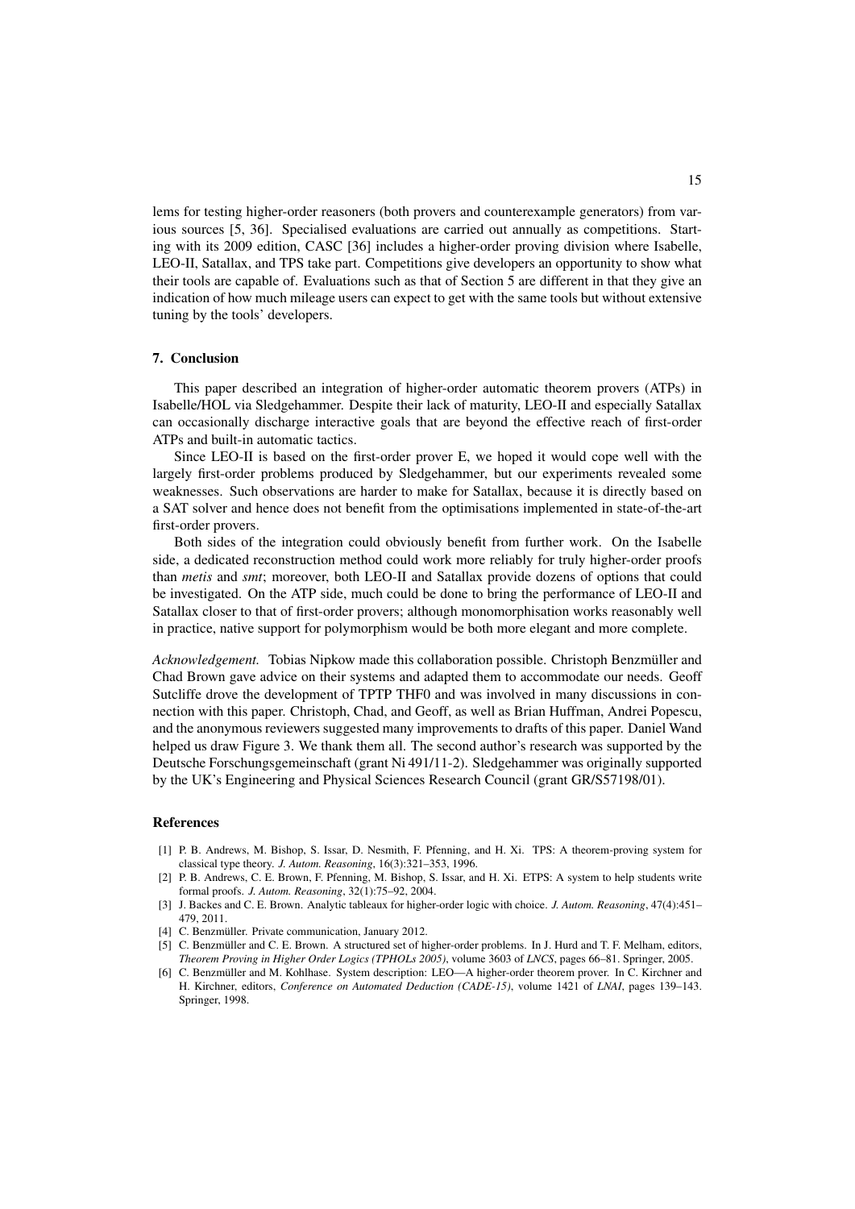lems for testing higher-order reasoners (both provers and counterexample generators) from various sources [5, 36]. Specialised evaluations are carried out annually as competitions. Starting with its 2009 edition, CASC [36] includes a higher-order proving division where Isabelle, LEO-II, Satallax, and TPS take part. Competitions give developers an opportunity to show what their tools are capable of. Evaluations such as that of Section 5 are different in that they give an indication of how much mileage users can expect to get with the same tools but without extensive tuning by the tools' developers.

## 7. Conclusion

This paper described an integration of higher-order automatic theorem provers (ATPs) in Isabelle/HOL via Sledgehammer. Despite their lack of maturity, LEO-II and especially Satallax can occasionally discharge interactive goals that are beyond the effective reach of first-order ATPs and built-in automatic tactics.

Since LEO-II is based on the first-order prover E, we hoped it would cope well with the largely first-order problems produced by Sledgehammer, but our experiments revealed some weaknesses. Such observations are harder to make for Satallax, because it is directly based on a SAT solver and hence does not benefit from the optimisations implemented in state-of-the-art first-order provers.

Both sides of the integration could obviously benefit from further work. On the Isabelle side, a dedicated reconstruction method could work more reliably for truly higher-order proofs than *metis* and *smt*; moreover, both LEO-II and Satallax provide dozens of options that could be investigated. On the ATP side, much could be done to bring the performance of LEO-II and Satallax closer to that of first-order provers; although monomorphisation works reasonably well in practice, native support for polymorphism would be both more elegant and more complete.

*Acknowledgement.* Tobias Nipkow made this collaboration possible. Christoph Benzmüller and Chad Brown gave advice on their systems and adapted them to accommodate our needs. Geoff Sutcliffe drove the development of TPTP THF0 and was involved in many discussions in connection with this paper. Christoph, Chad, and Geoff, as well as Brian Huffman, Andrei Popescu, and the anonymous reviewers suggested many improvements to drafts of this paper. Daniel Wand helped us draw Figure 3. We thank them all. The second author's research was supported by the Deutsche Forschungsgemeinschaft (grant Ni 491/11-2). Sledgehammer was originally supported by the UK's Engineering and Physical Sciences Research Council (grant GR/S57198/01).

## References

[1] P. B. Andrews, M. Bishop, S. Issar, D. Nesmith, F. Pfenning, and H. Xi. TPS: A theorem-proving system for classical type theory. *J. Autom. Reasoning*, 16(3):321–353, 1996.

[2] P. B. Andrews, C. E. Brown, F. Pfenning, M. Bishop, S. Issar, and H. Xi. ETPS: A system to help students write formal proofs. *J. Autom. Reasoning*, 32(1):75–92, 2004.

[3] J. Backes and C. E. Brown. Analytic tableaux for higher-order logic with choice. *J. Autom. Reasoning*, 47(4):451–479, 2011.

[4] C. Benzmüller. Private communication, January 2012.

[5] C. Benzmüller and C. E. Brown. A structured set of higher-order problems. In J. Hurd and T. F. Melham, editors, *Theorem Proving in Higher Order Logics (TPHOLs 2005)*, volume 3603 of *LNCS*, pages 66–81. Springer, 2005.

[6] C. Benzmüller and M. Kohlhase. System description: LEO—A higher-order theorem prover. In C. Kirchner and H. Kirchner, editors, *Conference on Automated Deduction (CADE-15)*, volume 1421 of *LNAI*, pages 139–143. Springer, 1998.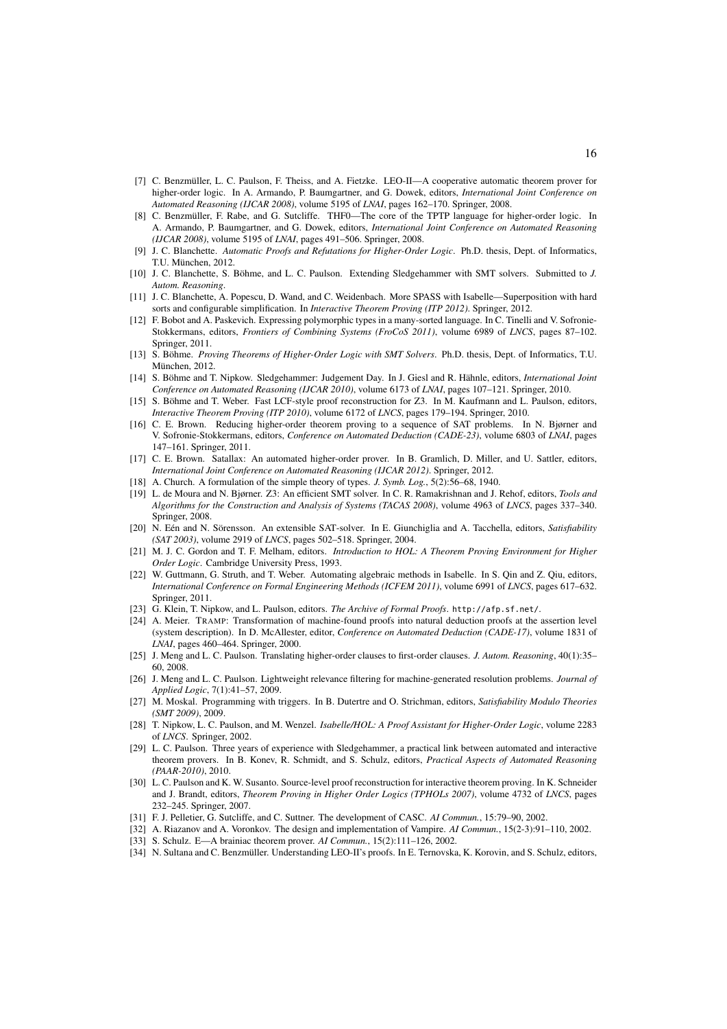[7] C. Benzmüller, L. C. Paulson, F. Theiss, and A. Fietzke. LEO-II—A cooperative automatic theorem prover for higher-order logic. In A. Armando, P. Baumgartner, and G. Dowek, editors, *International Joint Conference on Automated Reasoning (IJCAR 2008)*, volume 5195 of *LNAI*, pages 162–170. Springer, 2008.

[8] C. Benzmüller, F. Rabe, and G. Sutcliffe. THF0—The core of the TPTP language for higher-order logic. In A. Armando, P. Baumgartner, and G. Dowek, editors, *International Joint Conference on Automated Reasoning (IJCAR 2008)*, volume 5195 of *LNAI*, pages 491–506. Springer, 2008.

[9] J. C. Blanchette. *Automatic Proofs and Refutations for Higher-Order Logic*. Ph.D. thesis, Dept. of Informatics, T.U. München, 2012.

[10] J. C. Blanchette, S. Böhme, and L. C. Paulson. Extending Sledgehammer with SMT solvers. Submitted to *J. Autom. Reasoning*.

[11] J. C. Blanchette, A. Popescu, D. Wand, and C. Weidenbach. More SPASS with Isabelle—Superposition with hard sorts and configurable simplification. In *Interactive Theorem Proving (ITP 2012)*. Springer, 2012.

[12] F. Bobot and A. Paskevich. Expressing polymorphic types in a many-sorted language. In C. Tinelli and V. Sofronie-Stokkermans, editors, *Frontiers of Combining Systems (FroCoS 2011)*, volume 6989 of *LNCS*, pages 87–102. Springer, 2011.

[13] S. Böhme. *Proving Theorems of Higher-Order Logic with SMT Solvers*. Ph.D. thesis, Dept. of Informatics, T.U. München, 2012.

[14] S. Böhme and T. Nipkow. Sledgehammer: Judgement Day. In J. Giesl and R. Hähnle, editors, *International Joint Conference on Automated Reasoning (IJCAR 2010)*, volume 6173 of *LNAI*, pages 107–121. Springer, 2010.

[15] S. Böhme and T. Weber. Fast LCF-style proof reconstruction for Z3. In M. Kaufmann and L. Paulson, editors, *Interactive Theorem Proving (ITP 2010)*, volume 6172 of *LNCS*, pages 179–194. Springer, 2010.

[16] C. E. Brown. Reducing higher-order theorem proving to a sequence of SAT problems. In N. Bjørner and V. Sofronie-Stokkermans, editors, *Conference on Automated Deduction (CADE-23)*, volume 6803 of *LNAI*, pages 147–161. Springer, 2011.

[17] C. E. Brown. Satallax: An automated higher-order prover. In B. Gramlich, D. Miller, and U. Sattler, editors, *International Joint Conference on Automated Reasoning (IJCAR 2012)*. Springer, 2012.

[18] A. Church. A formulation of the simple theory of types. *J. Symb. Log.*, 5(2):56–68, 1940.

[19] L. de Moura and N. Bjørner. Z3: An efficient SMT solver. In C. R. Ramakrishnan and J. Rehof, editors, *Tools and Algorithms for the Construction and Analysis of Systems (TACAS 2008)*, volume 4963 of *LNCS*, pages 337–340. Springer, 2008.

[20] N. Eén and N. Sörensson. An extensible SAT-solver. In E. Giunchiglia and A. Tacchella, editors, *Satisfiability (SAT 2003)*, volume 2919 of *LNCS*, pages 502–518. Springer, 2004.

[21] M. J. C. Gordon and T. F. Melham, editors. *Introduction to HOL: A Theorem Proving Environment for Higher Order Logic*. Cambridge University Press, 1993.

[22] W. Guttmann, G. Struth, and T. Weber. Automating algebraic methods in Isabelle. In S. Qin and Z. Qiu, editors, *International Conference on Formal Engineering Methods (ICFEM 2011)*, volume 6991 of *LNCS*, pages 617–632. Springer, 2011.

[23] G. Klein, T. Nipkow, and L. Paulson, editors. *The Archive of Formal Proofs*. http://afp.sf.net/.

[24] A. Meier. TRAMP: Transformation of machine-found proofs into natural deduction proofs at the assertion level (system description). In D. McAllester, editor, *Conference on Automated Deduction (CADE-17)*, volume 1831 of *LNAI*, pages 460–464. Springer, 2000.

[25] J. Meng and L. C. Paulson. Translating higher-order clauses to first-order clauses. *J. Autom. Reasoning*, 40(1):35–60, 2008.

[26] J. Meng and L. C. Paulson. Lightweight relevance filtering for machine-generated resolution problems. *Journal of Applied Logic*, 7(1):41–57, 2009.

[27] M. Moskal. Programming with triggers. In B. Dutertre and O. Strichman, editors, *Satisfiability Modulo Theories (SMT 2009)*, 2009.

[28] T. Nipkow, L. C. Paulson, and M. Wenzel. *Isabelle/HOL: A Proof Assistant for Higher-Order Logic*, volume 2283 of *LNCS*. Springer, 2002.

[29] L. C. Paulson. Three years of experience with Sledgehammer, a practical link between automated and interactive theorem provers. In B. Konev, R. Schmidt, and S. Schulz, editors, *Practical Aspects of Automated Reasoning (PAAR-2010)*, 2010.

[30] L. C. Paulson and K. W. Susanto. Source-level proof reconstruction for interactive theorem proving. In K. Schneider and J. Brandt, editors, *Theorem Proving in Higher Order Logics (TPHOLs 2007)*, volume 4732 of *LNCS*, pages 232–245. Springer, 2007.

[31] F. J. Pelletier, G. Sutcliffe, and C. Suttner. The development of CASC. *AI Commun.*, 15:79–90, 2002.

[32] A. Riazanov and A. Voronkov. The design and implementation of Vampire. *AI Commun.*, 15(2-3):91–110, 2002.

[33] S. Schulz. E—A brainiac theorem prover. *AI Commun.*, 15(2):111–126, 2002.

[34] N. Sultana and C. Benzmüller. Understanding LEO-II's proofs. In E. Ternovska, K. Korovin, and S. Schulz, editors,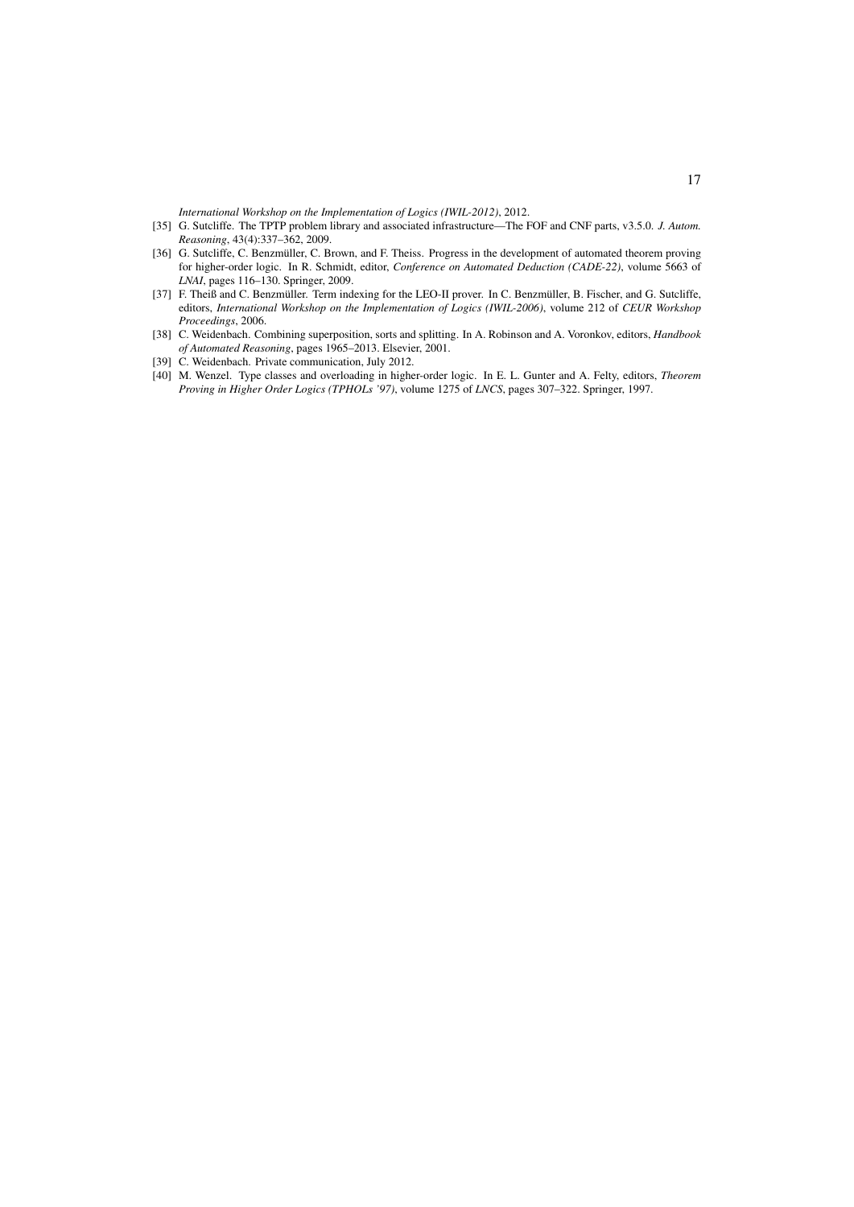*International Workshop on the Implementation of Logics (IWIL-2012)*, 2012.

[35] G. Sutcliffe. The TPTP problem library and associated infrastructure—The FOF and CNF parts, v3.5.0. *J. Autom. Reasoning*, 43(4):337–362, 2009.

[36] G. Sutcliffe, C. Benzmüller, C. Brown, and F. Theiss. Progress in the development of automated theorem proving for higher-order logic. In R. Schmidt, editor, *Conference on Automated Deduction (CADE-22)*, volume 5663 of *LNAI*, pages 116–130. Springer, 2009.

[37] F. Theiß and C. Benzmüller. Term indexing for the LEO-II prover. In C. Benzmüller, B. Fischer, and G. Sutcliffe, editors, *International Workshop on the Implementation of Logics (IWIL-2006)*, volume 212 of *CEUR Workshop Proceedings*, 2006.

[38] C. Weidenbach. Combining superposition, sorts and splitting. In A. Robinson and A. Voronkov, editors, *Handbook of Automated Reasoning*, pages 1965–2013. Elsevier, 2001.

[39] C. Weidenbach. Private communication, July 2012.

[40] M. Wenzel. Type classes and overloading in higher-order logic. In E. L. Gunter and A. Felty, editors, *Theorem Proving in Higher Order Logics (TPHOLs '97)*, volume 1275 of *LNCS*, pages 307–322. Springer, 1997.